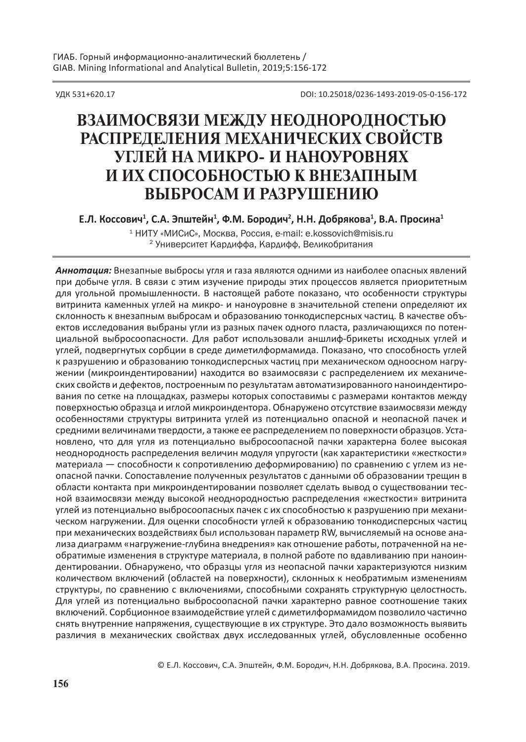УДК 531+620.17 DOI: 10.25018/0236-1493-2019-05-0-156-172

# ВЗАИМОСВЯЗИ МЕЖДУ НЕОДНОРОДНОСТЬЮ РАСПРЕДЕЛЕНИЯ МЕХАНИЧЕСКИХ СВОЙСТВ УГЛЕЙ НА МИКРО- И НАНОУРОВНЯХ И ИХ СПОСОБНОСТЬЮ К ВНЕЗАПНЫМ ВЫБРОСАМ И РАЗРУШЕНИЮ

**Е.Л. Коссович[1], С.А. Эпштейн[1], Ф.М. Бородич[2], Н.Н. Добрякова[1], В.А. Просина[1]**

[1] НИТУ «МИСиС», Москва, Россия, e-mail: e.kossovich@misis.ru
[2] Университет Кардиффа, Кардифф, Великобритания

***Аннотация:*** Внезапные выбросы угля и газа являются одними из наиболее опасных явлений при добыче угля. В связи с этим изучение природы этих процессов является приоритетным для угольной промышленности. В настоящей работе показано, что особенности структуры витринита каменных углей на микро- и наноуровне в значительной степени определяют их склонность к внезапным выбросам и образованию тонкодисперсных частиц. В качестве объектов исследования выбраны угли из разных пачек одного пласта, различающихся по потенциальной выбросоопасности. Для работ использовали аншлиф-брикеты исходных углей и углей, подвергнутых сорбции в среде диметилформамида. Показано, что способность углей к разрушению и образованию тонкодисперсных частиц при механическом одноосном нагружении (микроиндентировании) находится во взаимосвязи с распределением их механических свойств и дефектов, построенным по результатам автоматизированного наноиндентирования по сетке на площадках, размеры которых сопоставимы с размерами контактов между поверхностью образца и иглой микроиндентора. Обнаружено отсутствие взаимосвязи между особенностями структуры витринита углей из потенциально опасной и неопасной пачек и средними величинами твердости, а также ее распределением по поверхности образцов. Установлено, что для угля из потенциально выбросоопасной пачки характерна более высокая неоднородность распределения величин модуля упругости (как характеристики «жесткости» материала — способности к сопротивлению деформированию) по сравнению с углем из неопасной пачки. Сопоставление полученных результатов с данными об образовании трещин в области контакта при микроиндентировании позволяет сделать вывод о существовании тесной взаимосвязи между высокой неоднородностью распределения «жесткости» витринита углей из потенциально выбросоопасных пачек с их способностью к разрушению при механическом нагружении. Для оценки способности углей к образованию тонкодисперсных частиц при механических воздействиях был использован параметр RW, вычисляемый на основе анализа диаграмм «нагружение-глубина внедрения» как отношение работы, потраченной на необратимые изменения в структуре материала, в полной работе по вдавливанию при наноиндентировании. Обнаружено, что образцы угля из неопасной пачки характеризуются низким количеством включений (областей на поверхности), склонных к необратимым изменениям структуры, по сравнению с включениями, способными сохранять структурную целостность. Для углей из потенциально выбросоопасной пачки характерно равное соотношение таких включений. Сорбционное взаимодействие углей с диметилформамидом позволило частично снять внутренние напряжения, существующие в их структуре. Это дало возможность выявить различия в механических свойствах двух исследованных углей, обусловленные особенно

© Е.Л. Коссович, С.А. Эпштейн, Ф.М. Бородич, Н.Н. Добрякова, В.А. Просина. 2019.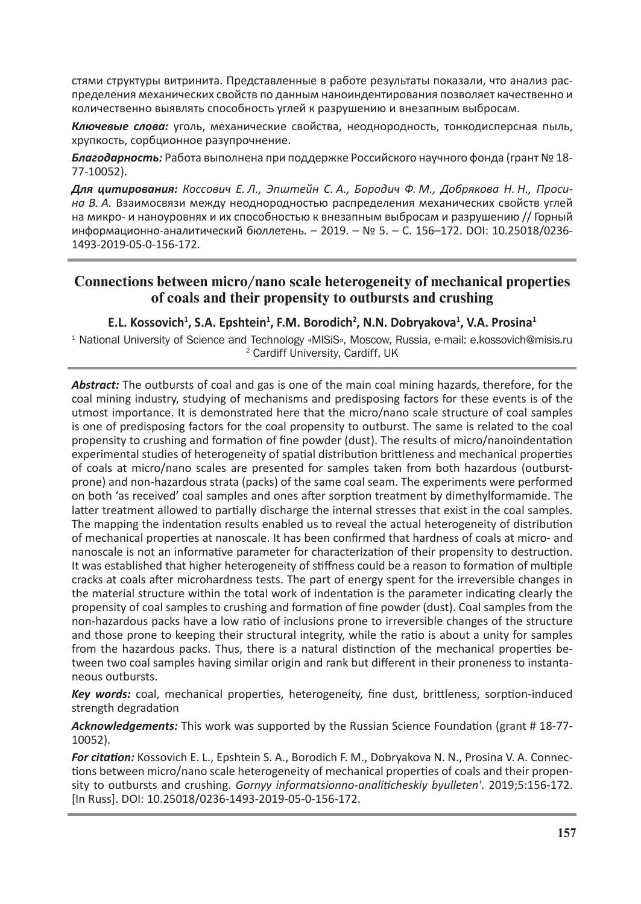стями структуры витринита. Представленные в работе результаты показали, что анализ распределения механических свойств по данным наноиндентирования позволяет качественно и количественно выявлять способность углей к разрушению и внезапным выбросам.

***Ключевые слова:*** уголь, механические свойства, неоднородность, тонкодисперсная пыль, хрупкость, сорбционное разупрочнение.

***Благодарность:*** Работа выполнена при поддержке Российского научного фонда (грант № 18-77-10052).

***Для цитирования:*** *Коссович Е. Л., Эпштейн С. А., Бородич Ф. М., Добрякова Н. Н., Просина В. А.* Взаимосвязи между неоднородностью распределения механических свойств углей на микро- и наноуровнях и их способностью к внезапным выбросам и разрушению // Горный информационно-аналитический бюллетень. – 2019. – № 5. – С. 156–172. DOI: 10.25018/0236-1493-2019-05-0-156-172.

## Connections between micro/nano scale heterogeneity of mechanical properties of coals and their propensity to outbursts and crushing

**E.L. Kossovich[1], S.A. Epshtein[1], F.M. Borodich[2], N.N. Dobryakova[1], V.A. Prosina[1]**

[1] National University of Science and Technology «MISiS», Moscow, Russia, e-mail: e.kossovich@misis.ru
[2] Cardiff University, Cardiff, UK

***Abstract:*** The outbursts of coal and gas is one of the main coal mining hazards, therefore, for the coal mining industry, studying of mechanisms and predisposing factors for these events is of the utmost importance. It is demonstrated here that the micro/nano scale structure of coal samples is one of predisposing factors for the coal propensity to outburst. The same is related to the coal propensity to crushing and formation of fine powder (dust). The results of micro/nanoindentation experimental studies of heterogeneity of spatial distribution brittleness and mechanical properties of coals at micro/nano scales are presented for samples taken from both hazardous (outburst-prone) and non-hazardous strata (packs) of the same coal seam. The experiments were performed on both 'as received' coal samples and ones after sorption treatment by dimethylformamide. The latter treatment allowed to partially discharge the internal stresses that exist in the coal samples. The mapping the indentation results enabled us to reveal the actual heterogeneity of distribution of mechanical properties at nanoscale. It has been confirmed that hardness of coals at micro- and nanoscale is not an informative parameter for characterization of their propensity to destruction. It was established that higher heterogeneity of stiffness could be a reason to formation of multiple cracks at coals after microhardness tests. The part of energy spent for the irreversible changes in the material structure within the total work of indentation is the parameter indicating clearly the propensity of coal samples to crushing and formation of fine powder (dust). Coal samples from the non-hazardous packs have a low ratio of inclusions prone to irreversible changes of the structure and those prone to keeping their structural integrity, while the ratio is about a unity for samples from the hazardous packs. Thus, there is a natural distinction of the mechanical properties between two coal samples having similar origin and rank but different in their proneness to instantaneous outbursts.

***Key words:*** coal, mechanical properties, heterogeneity, fine dust, brittleness, sorption-induced strength degradation

***Acknowledgements:*** This work was supported by the Russian Science Foundation (grant # 18-77-10052).

***For citation:*** Kossovich E. L., Epshtein S. A., Borodich F. M., Dobryakova N. N., Prosina V. A. Connections between micro/nano scale heterogeneity of mechanical properties of coals and their propensity to outbursts and crushing. *Gornyy informatsionno-analiticheskiy byulleten'*. 2019;5:156-172. [In Russ]. DOI: 10.25018/0236-1493-2019-05-0-156-172.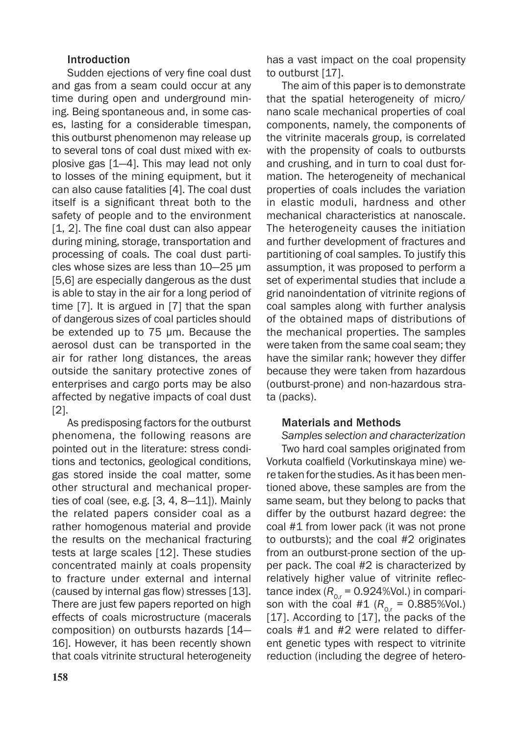## Introduction

Sudden ejections of very fine coal dust and gas from a seam could occur at any time during open and underground mining. Being spontaneous and, in some cases, lasting for a considerable timespan, this outburst phenomenon may release up to several tons of coal dust mixed with explosive gas [1—4]. This may lead not only to losses of the mining equipment, but it can also cause fatalities [4]. The coal dust itself is a significant threat both to the safety of people and to the environment [1, 2]. The fine coal dust can also appear during mining, storage, transportation and processing of coals. The coal dust particles whose sizes are less than 10—25 μm [5,6] are especially dangerous as the dust is able to stay in the air for a long period of time [7]. It is argued in [7] that the span of dangerous sizes of coal particles should be extended up to 75 μm. Because the aerosol dust can be transported in the air for rather long distances, the areas outside the sanitary protective zones of enterprises and cargo ports may be also affected by negative impacts of coal dust [2].

As predisposing factors for the outburst phenomena, the following reasons are pointed out in the literature: stress conditions and tectonics, geological conditions, gas stored inside the coal matter, some other structural and mechanical properties of coal (see, e.g. [3, 4, 8—11]). Mainly the related papers consider coal as a rather homogenous material and provide the results on the mechanical fracturing tests at large scales [12]. These studies concentrated mainly at coals propensity to fracture under external and internal (caused by internal gas flow) stresses [13]. There are just few papers reported on high effects of coals microstructure (macerals composition) on outbursts hazards [14—16]. However, it has been recently shown that coals vitrinite structural heterogeneity has a vast impact on the coal propensity to outburst [17].

The aim of this paper is to demonstrate that the spatial heterogeneity of micro/nano scale mechanical properties of coal components, namely, the components of the vitrinite macerals group, is correlated with the propensity of coals to outbursts and crushing, and in turn to coal dust formation. The heterogeneity of mechanical properties of coals includes the variation in elastic moduli, hardness and other mechanical characteristics at nanoscale. The heterogeneity causes the initiation and further development of fractures and partitioning of coal samples. To justify this assumption, it was proposed to perform a set of experimental studies that include a grid nanoindentation of vitrinite regions of coal samples along with further analysis of the obtained maps of distributions of the mechanical properties. The samples were taken from the same coal seam; they have the similar rank; however they differ because they were taken from hazardous (outburst-prone) and non-hazardous strata (packs).

## Materials and Methods

*Samples selection and characterization*

Two hard coal samples originated from Vorkuta coalfield (Vorkutinskaya mine) were taken for the studies. As it has been mentioned above, these samples are from the same seam, but they belong to packs that differ by the outburst hazard degree: the coal #1 from lower pack (it was not prone to outbursts); and the coal #2 originates from an outburst-prone section of the upper pack. The coal #2 is characterized by relatively higher value of vitrinite reflectance index ($R_{o,r}$ = 0.924%Vol.) in comparison with the coal #1 ($R_{o,r}$ = 0.885%Vol.) [17]. According to [17], the packs of the coals #1 and #2 were related to different genetic types with respect to vitrinite reduction (including the degree of hetero-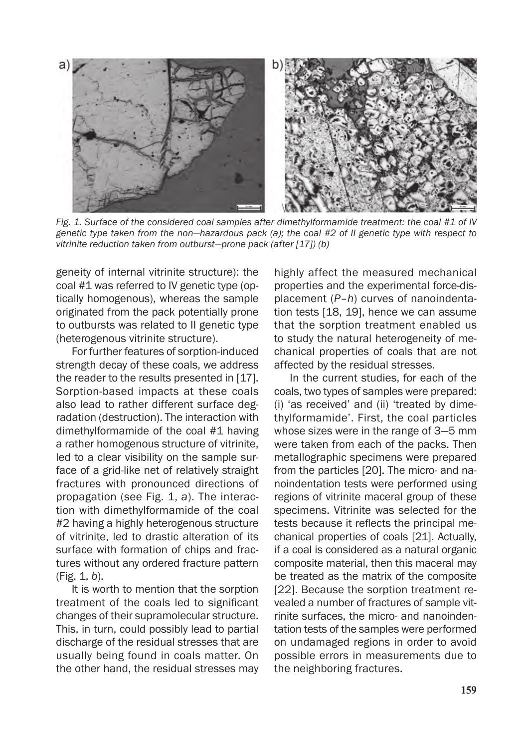*Fig. 1. Surface of the considered coal samples after dimethylformamide treatment: the coal #1 of IV genetic type taken from the non–hazardous pack (a); the coal #2 of II genetic type with respect to vitrinite reduction taken from outburst–prone pack (after [17]) (b)*

geneity of internal vitrinite structure): the coal #1 was referred to IV genetic type (optically homogenous), whereas the sample originated from the pack potentially prone to outbursts was related to II genetic type (heterogenous vitrinite structure).

For further features of sorption-induced strength decay of these coals, we address the reader to the results presented in [17]. Sorption-based impacts at these coals also lead to rather different surface degradation (destruction). The interaction with dimethylformamide of the coal #1 having a rather homogenous structure of vitrinite, led to a clear visibility on the sample surface of a grid-like net of relatively straight fractures with pronounced directions of propagation (see Fig. 1, *a*). The interaction with dimethylformamide of the coal #2 having a highly heterogenous structure of vitrinite, led to drastic alteration of its surface with formation of chips and fractures without any ordered fracture pattern (Fig. 1, *b*).

It is worth to mention that the sorption treatment of the coals led to significant changes of their supramolecular structure. This, in turn, could possibly lead to partial discharge of the residual stresses that are usually being found in coals matter. On the other hand, the residual stresses may highly affect the measured mechanical properties and the experimental force-displacement (*P*–*h*) curves of nanoindentation tests [18, 19], hence we can assume that the sorption treatment enabled us to study the natural heterogeneity of mechanical properties of coals that are not affected by the residual stresses.

In the current studies, for each of the coals, two types of samples were prepared: (i) 'as received' and (ii) 'treated by dimethylformamide'. First, the coal particles whose sizes were in the range of 3–5 mm were taken from each of the packs. Then metallographic specimens were prepared from the particles [20]. The micro- and nanoindentation tests were performed using regions of vitrinite maceral group of these specimens. Vitrinite was selected for the tests because it reflects the principal mechanical properties of coals [21]. Actually, if a coal is considered as a natural organic composite material, then this maceral may be treated as the matrix of the composite [22]. Because the sorption treatment revealed a number of fractures of sample vitrinite surfaces, the micro- and nanoindentation tests of the samples were performed on undamaged regions in order to avoid possible errors in measurements due to the neighboring fractures.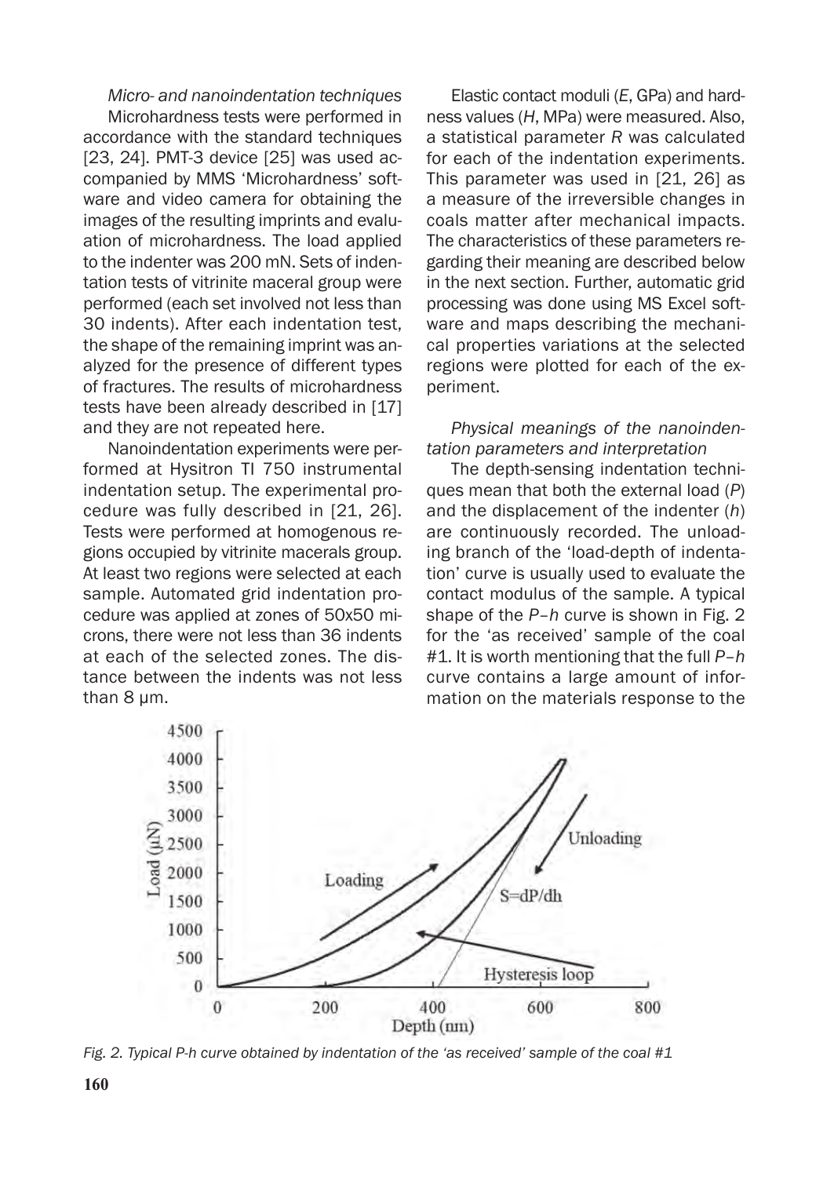*Micro- and nanoindentation techniques*

Microhardness tests were performed in accordance with the standard techniques [23, 24]. PMT-3 device [25] was used accompanied by MMS 'Microhardness' software and video camera for obtaining the images of the resulting imprints and evaluation of microhardness. The load applied to the indenter was 200 mN. Sets of indentation tests of vitrinite maceral group were performed (each set involved not less than 30 indents). After each indentation test, the shape of the remaining imprint was analyzed for the presence of different types of fractures. The results of microhardness tests have been already described in [17] and they are not repeated here.

Nanoindentation experiments were performed at Hysitron TI 750 instrumental indentation setup. The experimental procedure was fully described in [21, 26]. Tests were performed at homogenous regions occupied by vitrinite macerals group. At least two regions were selected at each sample. Automated grid indentation procedure was applied at zones of 50x50 microns, there were not less than 36 indents at each of the selected zones. The distance between the indents was not less than 8 μm.

Elastic contact moduli (*E*, GPa) and hardness values (*H*, MPa) were measured. Also, a statistical parameter *R* was calculated for each of the indentation experiments. This parameter was used in [21, 26] as a measure of the irreversible changes in coals matter after mechanical impacts. The characteristics of these parameters regarding their meaning are described below in the next section. Further, automatic grid processing was done using MS Excel software and maps describing the mechanical properties variations at the selected regions were plotted for each of the experiment.

*Physical meanings of the nanoindentation parameters and interpretation*

The depth-sensing indentation techniques mean that both the external load (*P*) and the displacement of the indenter (*h*) are continuously recorded. The unloading branch of the 'load-depth of indentation' curve is usually used to evaluate the contact modulus of the sample. A typical shape of the *P*–*h* curve is shown in Fig. 2 for the 'as received' sample of the coal #1. It is worth mentioning that the full *P*–*h* curve contains a large amount of information on the materials response to the

*Fig. 2. Typical P-h curve obtained by indentation of the 'as received' sample of the coal #1*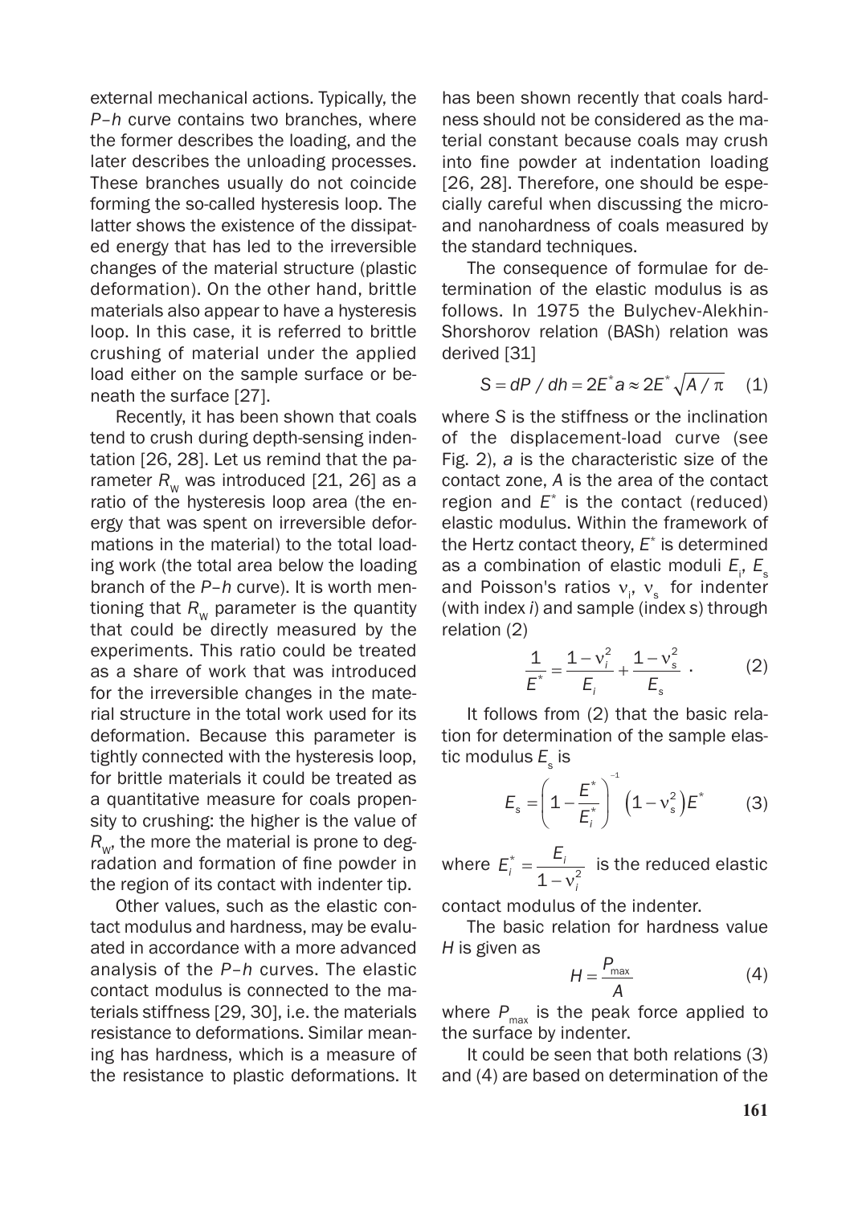external mechanical actions. Typically, the *P–h* curve contains two branches, where the former describes the loading, and the later describes the unloading processes. These branches usually do not coincide forming the so-called hysteresis loop. The latter shows the existence of the dissipated energy that has led to the irreversible changes of the material structure (plastic deformation). On the other hand, brittle materials also appear to have a hysteresis loop. In this case, it is referred to brittle crushing of material under the applied load either on the sample surface or beneath the surface [27].

Recently, it has been shown that coals tend to crush during depth-sensing indentation [26, 28]. Let us remind that the parameter $R_w$ was introduced [21, 26] as a ratio of the hysteresis loop area (the energy that was spent on irreversible deformations in the material) to the total loading work (the total area below the loading branch of the *P–h* curve). It is worth mentioning that $R_w$ parameter is the quantity that could be directly measured by the experiments. This ratio could be treated as a share of work that was introduced for the irreversible changes in the material structure in the total work used for its deformation. Because this parameter is tightly connected with the hysteresis loop, for brittle materials it could be treated as a quantitative measure for coals propensity to crushing: the higher is the value of $R_w$, the more the material is prone to degradation and formation of fine powder in the region of its contact with indenter tip.

Other values, such as the elastic contact modulus and hardness, may be evaluated in accordance with a more advanced analysis of the *P–h* curves. The elastic contact modulus is connected to the materials stiffness [29, 30], i.e. the materials resistance to deformations. Similar meaning has hardness, which is a measure of the resistance to plastic deformations. It has been shown recently that coals hardness should not be considered as the material constant because coals may crush into fine powder at indentation loading [26, 28]. Therefore, one should be especially careful when discussing the micro- and nanohardness of coals measured by the standard techniques.

The consequence of formulae for determination of the elastic modulus is as follows. In 1975 the Bulychev-Alekhin-Shorshorov relation (BASh) relation was derived [31]

$$S = dP / dh = 2E^* a \approx 2E^* \sqrt{A / \pi} \quad (1)$$

where *S* is the stiffness or the inclination of the displacement-load curve (see Fig. 2), *a* is the characteristic size of the contact zone, *A* is the area of the contact region and $E^*$ is the contact (reduced) elastic modulus. Within the framework of the Hertz contact theory, $E^*$ is determined as a combination of elastic moduli $E_i$, $E_s$ and Poisson's ratios $\nu_i$, $\nu_s$ for indenter (with index *i*) and sample (index s) through relation (2)

$$\frac{1}{E^*} = \frac{1-\nu_i^2}{E_i} + \frac{1-\nu_s^2}{E_s} \ . \quad (2)$$

It follows from (2) that the basic relation for determination of the sample elastic modulus $E_s$ is

$$E_s = \left(1 - \frac{E^*}{E_i^*}\right)^{-1} \left(1-\nu_s^2\right)E^* \quad (3)$$

where $E_i^* = \dfrac{E_i}{1-\nu_i^2}$ is the reduced elastic contact modulus of the indenter.

The basic relation for hardness value *H* is given as

$$H = \frac{P_{max}}{A} \quad (4)$$

where $P_{max}$ is the peak force applied to the surface by indenter.

It could be seen that both relations (3) and (4) are based on determination of the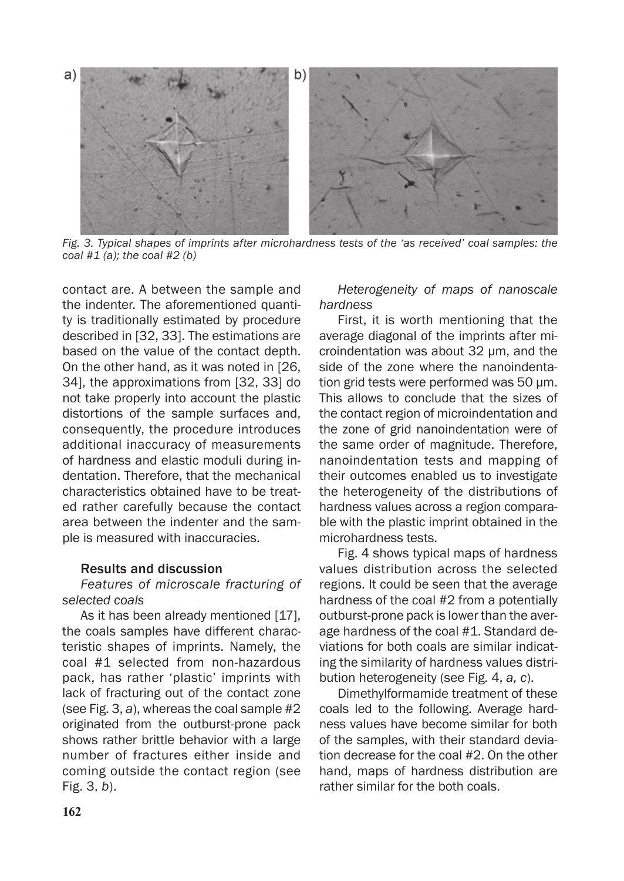Fig. 3. Typical shapes of imprints after microhardness tests of the 'as received' coal samples: the coal #1 (a); the coal #2 (b)

contact are. A between the sample and the indenter. The aforementioned quantity is traditionally estimated by procedure described in [32, 33]. The estimations are based on the value of the contact depth. On the other hand, as it was noted in [26, 34], the approximations from [32, 33] do not take properly into account the plastic distortions of the sample surfaces and, consequently, the procedure introduces additional inaccuracy of measurements of hardness and elastic moduli during indentation. Therefore, that the mechanical characteristics obtained have to be treated rather carefully because the contact area between the indenter and the sample is measured with inaccuracies.

## Results and discussion

*Features of microscale fracturing of selected coals*

As it has been already mentioned [17], the coals samples have different characteristic shapes of imprints. Namely, the coal #1 selected from non-hazardous pack, has rather 'plastic' imprints with lack of fracturing out of the contact zone (see Fig. 3, *a*), whereas the coal sample #2 originated from the outburst-prone pack shows rather brittle behavior with a large number of fractures either inside and coming outside the contact region (see Fig. 3, *b*).

*Heterogeneity of maps of nanoscale hardness*

First, it is worth mentioning that the average diagonal of the imprints after microindentation was about 32 μm, and the side of the zone where the nanoindentation grid tests were performed was 50 μm. This allows to conclude that the sizes of the contact region of microindentation and the zone of grid nanoindentation were of the same order of magnitude. Therefore, nanoindentation tests and mapping of their outcomes enabled us to investigate the heterogeneity of the distributions of hardness values across a region comparable with the plastic imprint obtained in the microhardness tests.

Fig. 4 shows typical maps of hardness values distribution across the selected regions. It could be seen that the average hardness of the coal #2 from a potentially outburst-prone pack is lower than the average hardness of the coal #1. Standard deviations for both coals are similar indicating the similarity of hardness values distribution heterogeneity (see Fig. 4, *a, c*).

Dimethylformamide treatment of these coals led to the following. Average hardness values have become similar for both of the samples, with their standard deviation decrease for the coal #2. On the other hand, maps of hardness distribution are rather similar for the both coals.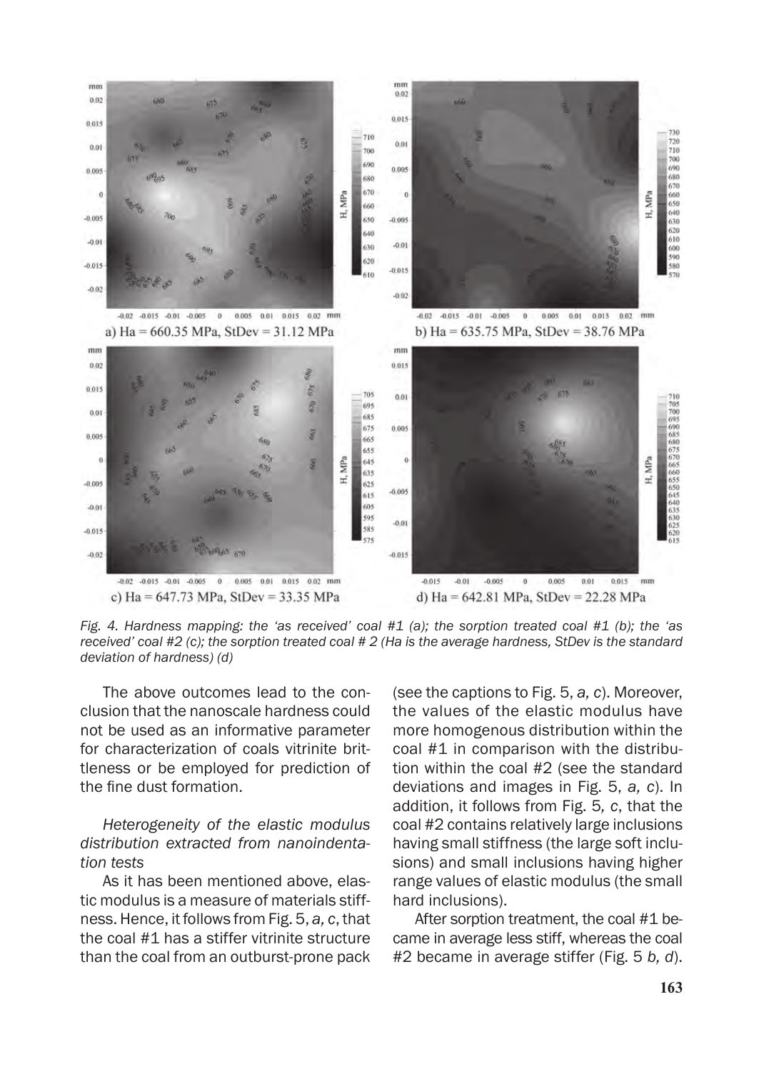a) Ha = 660.35 MPa, StDev = 31.12 MPa

b) Ha = 635.75 MPa, StDev = 38.76 MPa

c) Ha = 647.73 MPa, StDev = 33.35 MPa

d) Ha = 642.81 MPa, StDev = 22.28 MPa

*Fig. 4. Hardness mapping: the 'as received' coal #1 (a); the sorption treated coal #1 (b); the 'as received' coal #2 (c); the sorption treated coal # 2 (Ha is the average hardness, StDev is the standard deviation of hardness) (d)*

The above outcomes lead to the conclusion that the nanoscale hardness could not be used as an informative parameter for characterization of coals vitrinite brittleness or be employed for prediction of the fine dust formation.

*Heterogeneity of the elastic modulus distribution extracted from nanoindentation tests*

As it has been mentioned above, elastic modulus is a measure of materials stiffness. Hence, it follows from Fig. 5, *a, c*, that the coal #1 has a stiffer vitrinite structure than the coal from an outburst-prone pack (see the captions to Fig. 5, *a, c*). Moreover, the values of the elastic modulus have more homogenous distribution within the coal #1 in comparison with the distribution within the coal #2 (see the standard deviations and images in Fig. 5, *a, c*). In addition, it follows from Fig. 5*, c*, that the coal #2 contains relatively large inclusions having small stiffness (the large soft inclusions) and small inclusions having higher range values of elastic modulus (the small hard inclusions).

After sorption treatment, the coal #1 became in average less stiff, whereas the coal #2 became in average stiffer (Fig. 5 *b, d*).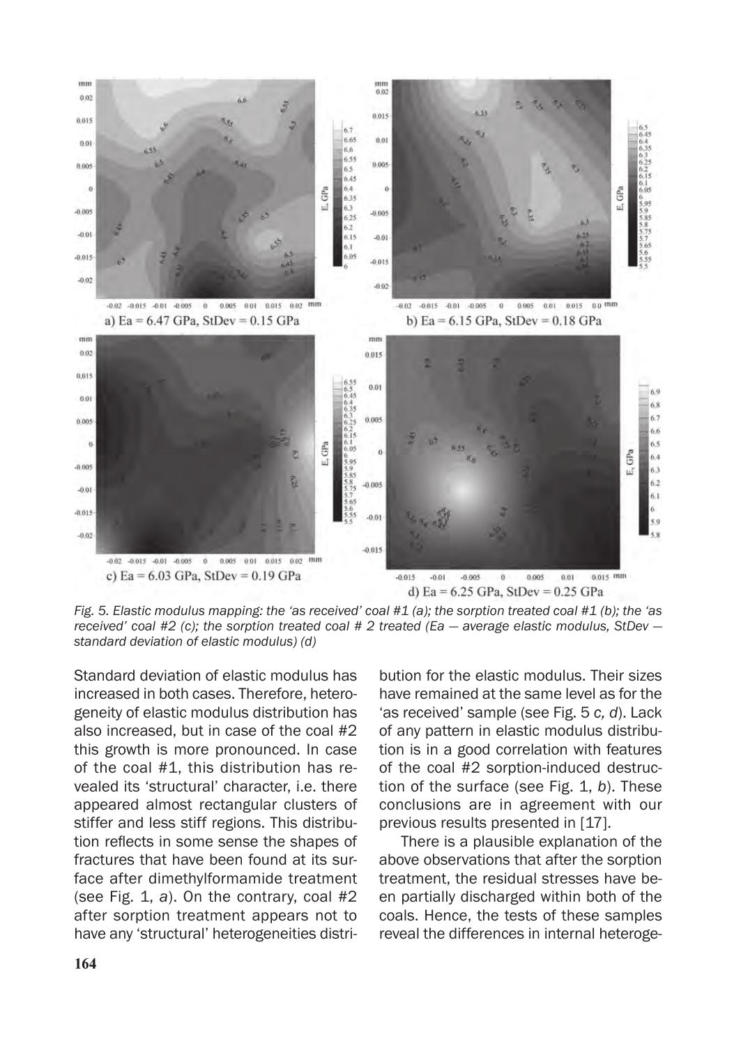a) Ea = 6.47 GPa, StDev = 0.15 GPa

b) Ea = 6.15 GPa, StDev = 0.18 GPa

c) Ea = 6.03 GPa, StDev = 0.19 GPa

d) Ea = 6.25 GPa, StDev = 0.25 GPa

*Fig. 5. Elastic modulus mapping: the 'as received' coal #1 (a); the sorption treated coal #1 (b); the 'as received' coal #2 (c); the sorption treated coal # 2 treated (Ea — average elastic modulus, StDev — standard deviation of elastic modulus) (d)*

Standard deviation of elastic modulus has increased in both cases. Therefore, heterogeneity of elastic modulus distribution has also increased, but in case of the coal #2 this growth is more pronounced. In case of the coal #1, this distribution has revealed its 'structural' character, i.e. there appeared almost rectangular clusters of stiffer and less stiff regions. This distribution reflects in some sense the shapes of fractures that have been found at its surface after dimethylformamide treatment (see Fig. 1, *a*). On the contrary, coal #2 after sorption treatment appears not to have any 'structural' heterogeneities distribution for the elastic modulus. Their sizes have remained at the same level as for the 'as received' sample (see Fig. 5 *c, d*). Lack of any pattern in elastic modulus distribution is in a good correlation with features of the coal #2 sorption-induced destruction of the surface (see Fig. 1, *b*). These conclusions are in agreement with our previous results presented in [17].

There is a plausible explanation of the above observations that after the sorption treatment, the residual stresses have been partially discharged within both of the coals. Hence, the tests of these samples reveal the differences in internal heteroge-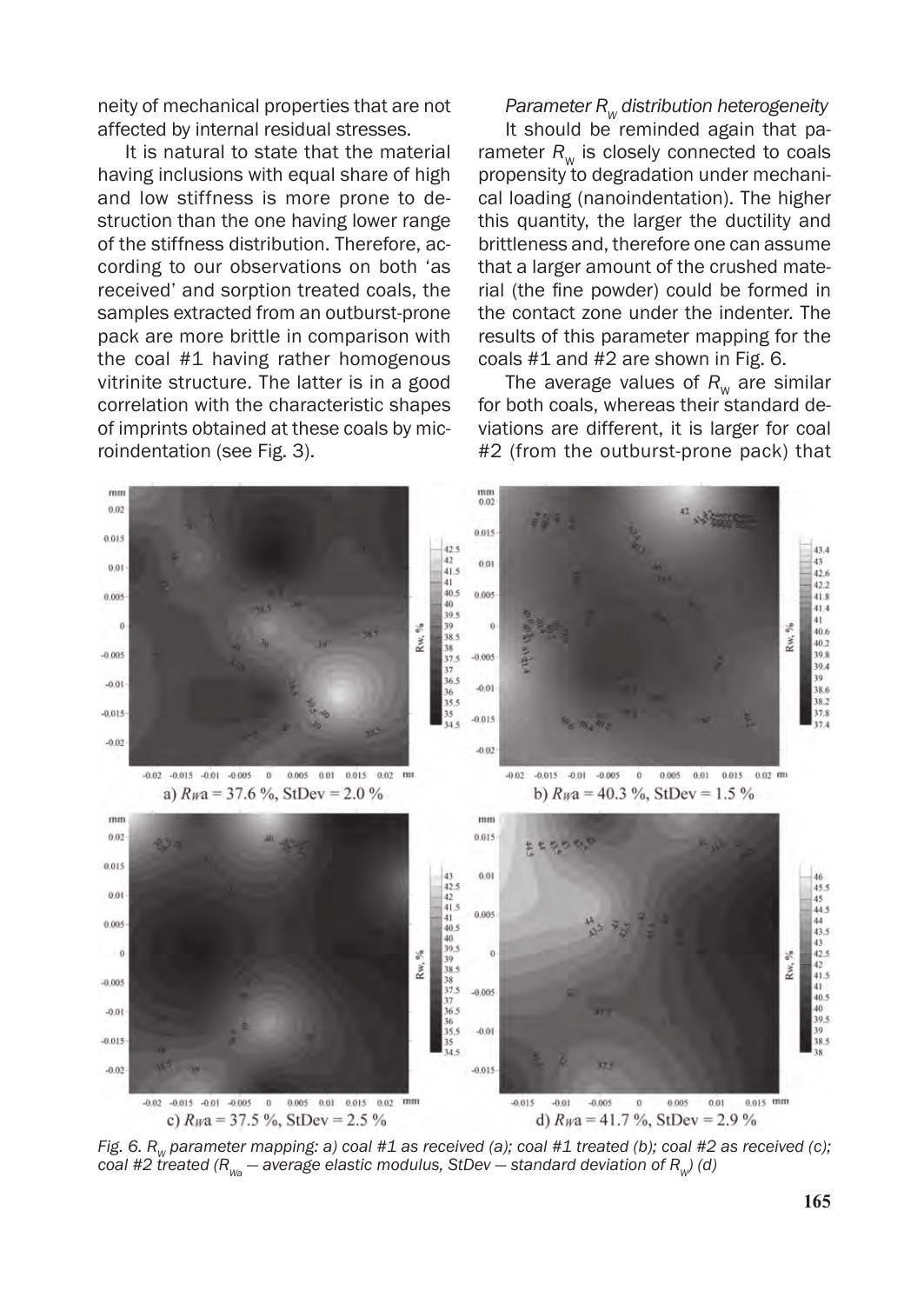neity of mechanical properties that are not affected by internal residual stresses.

It is natural to state that the material having inclusions with equal share of high and low stiffness is more prone to destruction than the one having lower range of the stiffness distribution. Therefore, according to our observations on both 'as received' and sorption treated coals, the samples extracted from an outburst-prone pack are more brittle in comparison with the coal #1 having rather homogenous vitrinite structure. The latter is in a good correlation with the characteristic shapes of imprints obtained at these coals by microindentation (see Fig. 3).

*Parameter $R_W$ distribution heterogeneity*

It should be reminded again that parameter $R_W$ is closely connected to coals propensity to degradation under mechanical loading (nanoindentation). The higher this quantity, the larger the ductility and brittleness and, therefore one can assume that a larger amount of the crushed material (the fine powder) could be formed in the contact zone under the indenter. The results of this parameter mapping for the coals #1 and #2 are shown in Fig. 6.

The average values of $R_W$ are similar for both coals, whereas their standard deviations are different, it is larger for coal #2 (from the outburst-prone pack) that

a) $R_{Wa}$ = 37.6 %, StDev = 2.0 %

b) $R_{Wa}$ = 40.3 %, StDev = 1.5 %

c) $R_{Wa}$ = 37.5 %, StDev = 2.5 %

d) $R_{Wa}$ = 41.7 %, StDev = 2.9 %

*Fig. 6. $R_W$ parameter mapping: a) coal #1 as received (a); coal #1 treated (b); coal #2 as received (c); coal #2 treated ($R_{Wa}$ — average elastic modulus, StDev — standard deviation of $R_W$) (d)*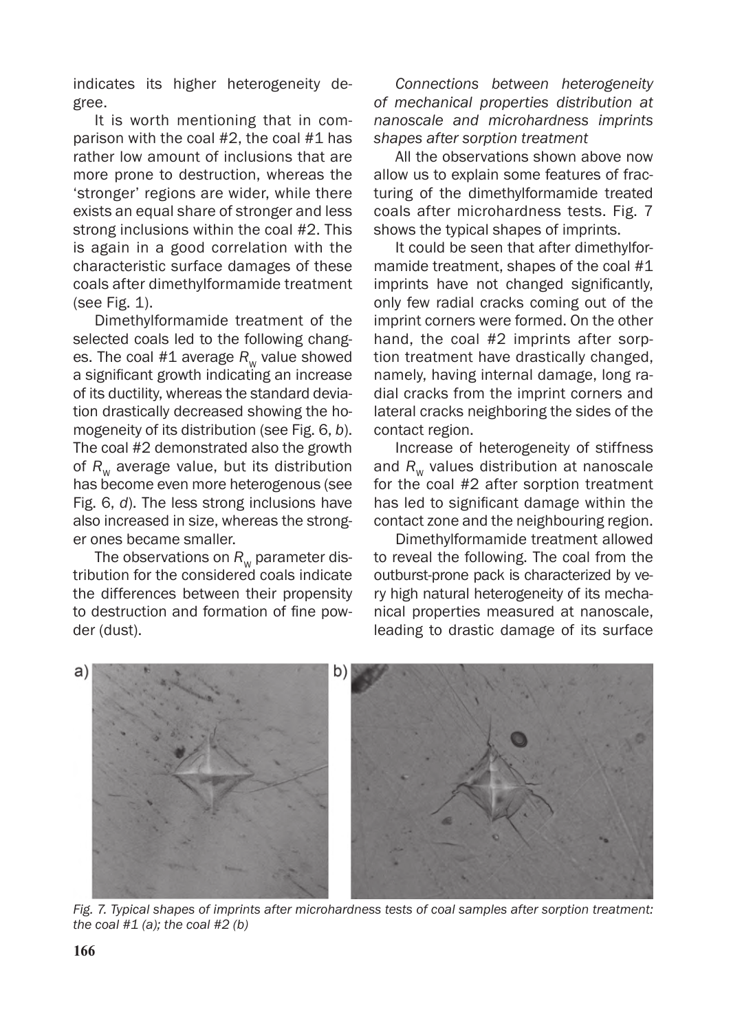indicates its higher heterogeneity degree.

It is worth mentioning that in comparison with the coal #2, the coal #1 has rather low amount of inclusions that are more prone to destruction, whereas the 'stronger' regions are wider, while there exists an equal share of stronger and less strong inclusions within the coal #2. This is again in a good correlation with the characteristic surface damages of these coals after dimethylformamide treatment (see Fig. 1).

Dimethylformamide treatment of the selected coals led to the following changes. The coal #1 average $R_w$ value showed a significant growth indicating an increase of its ductility, whereas the standard deviation drastically decreased showing the homogeneity of its distribution (see Fig. 6, *b*). The coal #2 demonstrated also the growth of $R_w$ average value, but its distribution has become even more heterogenous (see Fig. 6, *d*). The less strong inclusions have also increased in size, whereas the stronger ones became smaller.

The observations on $R_w$ parameter distribution for the considered coals indicate the differences between their propensity to destruction and formation of fine powder (dust).

*Connections between heterogeneity of mechanical properties distribution at nanoscale and microhardness imprints shapes after sorption treatment*

All the observations shown above now allow us to explain some features of fracturing of the dimethylformamide treated coals after microhardness tests. Fig. 7 shows the typical shapes of imprints.

It could be seen that after dimethylformamide treatment, shapes of the coal #1 imprints have not changed significantly, only few radial cracks coming out of the imprint corners were formed. On the other hand, the coal #2 imprints after sorption treatment have drastically changed, namely, having internal damage, long radial cracks from the imprint corners and lateral cracks neighboring the sides of the contact region.

Increase of heterogeneity of stiffness and $R_w$ values distribution at nanoscale for the coal #2 after sorption treatment has led to significant damage within the contact zone and the neighbouring region.

Dimethylformamide treatment allowed to reveal the following. The coal from the outburst-prone pack is characterized by very high natural heterogeneity of its mechanical properties measured at nanoscale, leading to drastic damage of its surface

*Fig. 7. Typical shapes of imprints after microhardness tests of coal samples after sorption treatment: the coal #1 (a); the coal #2 (b)*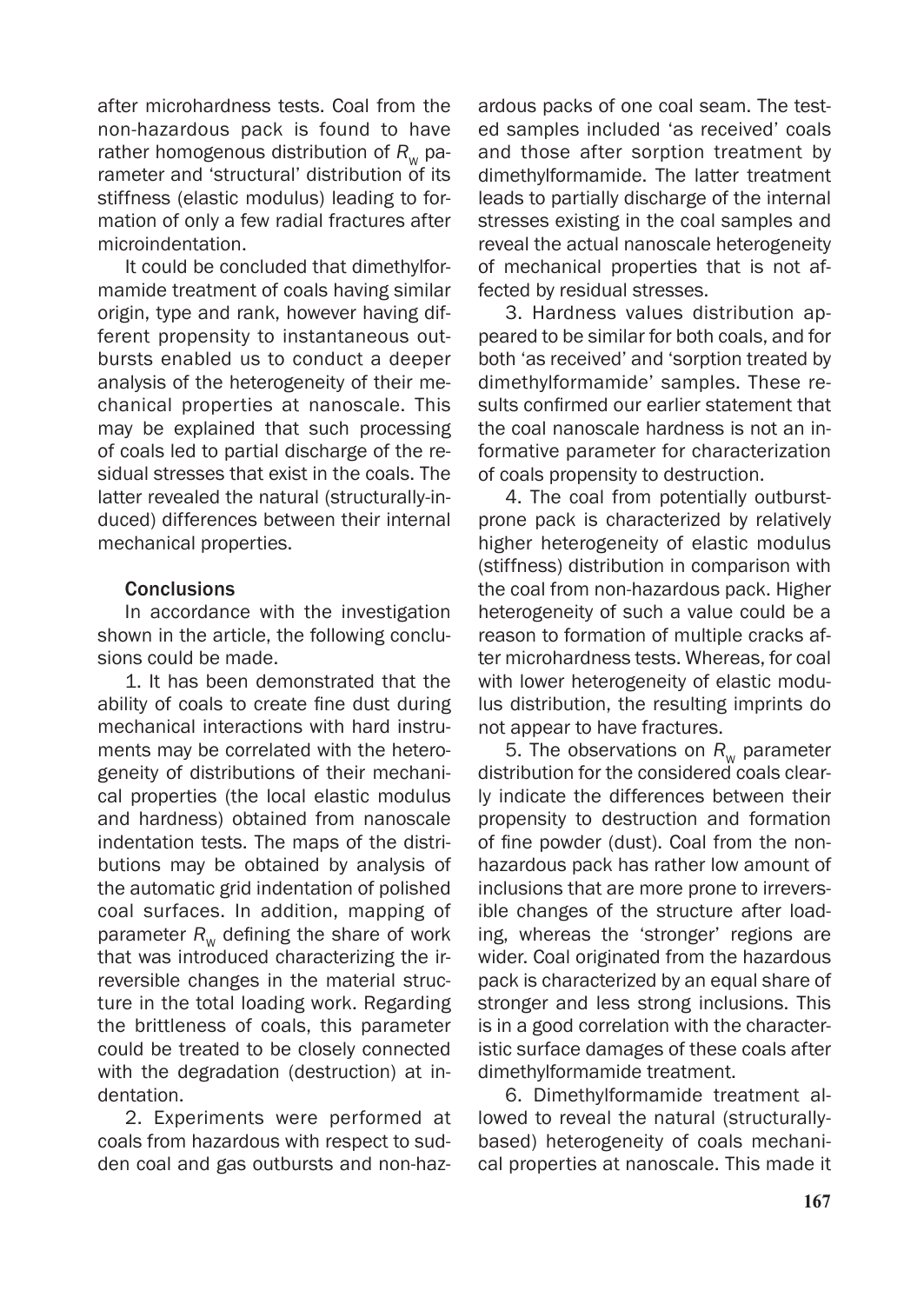after microhardness tests. Coal from the non-hazardous pack is found to have rather homogenous distribution of $R_w$ parameter and 'structural' distribution of its stiffness (elastic modulus) leading to formation of only a few radial fractures after microindentation.

It could be concluded that dimethylformamide treatment of coals having similar origin, type and rank, however having different propensity to instantaneous outbursts enabled us to conduct a deeper analysis of the heterogeneity of their mechanical properties at nanoscale. This may be explained that such processing of coals led to partial discharge of the residual stresses that exist in the coals. The latter revealed the natural (structurally-induced) differences between their internal mechanical properties.

## Conclusions

In accordance with the investigation shown in the article, the following conclusions could be made.

1. It has been demonstrated that the ability of coals to create fine dust during mechanical interactions with hard instruments may be correlated with the heterogeneity of distributions of their mechanical properties (the local elastic modulus and hardness) obtained from nanoscale indentation tests. The maps of the distributions may be obtained by analysis of the automatic grid indentation of polished coal surfaces. In addition, mapping of parameter $R_w$ defining the share of work that was introduced characterizing the irreversible changes in the material structure in the total loading work. Regarding the brittleness of coals, this parameter could be treated to be closely connected with the degradation (destruction) at indentation.

2. Experiments were performed at coals from hazardous with respect to sudden coal and gas outbursts and non-hazardous packs of one coal seam. The tested samples included 'as received' coals and those after sorption treatment by dimethylformamide. The latter treatment leads to partially discharge of the internal stresses existing in the coal samples and reveal the actual nanoscale heterogeneity of mechanical properties that is not affected by residual stresses.

3. Hardness values distribution appeared to be similar for both coals, and for both 'as received' and 'sorption treated by dimethylformamide' samples. These results confirmed our earlier statement that the coal nanoscale hardness is not an informative parameter for characterization of coals propensity to destruction.

4. The coal from potentially outburst-prone pack is characterized by relatively higher heterogeneity of elastic modulus (stiffness) distribution in comparison with the coal from non-hazardous pack. Higher heterogeneity of such a value could be a reason to formation of multiple cracks after microhardness tests. Whereas, for coal with lower heterogeneity of elastic modulus distribution, the resulting imprints do not appear to have fractures.

5. The observations on $R_w$ parameter distribution for the considered coals clearly indicate the differences between their propensity to destruction and formation of fine powder (dust). Coal from the non-hazardous pack has rather low amount of inclusions that are more prone to irreversible changes of the structure after loading, whereas the 'stronger' regions are wider. Coal originated from the hazardous pack is characterized by an equal share of stronger and less strong inclusions. This is in a good correlation with the characteristic surface damages of these coals after dimethylformamide treatment.

6. Dimethylformamide treatment allowed to reveal the natural (structurally-based) heterogeneity of coals mechanical properties at nanoscale. This made it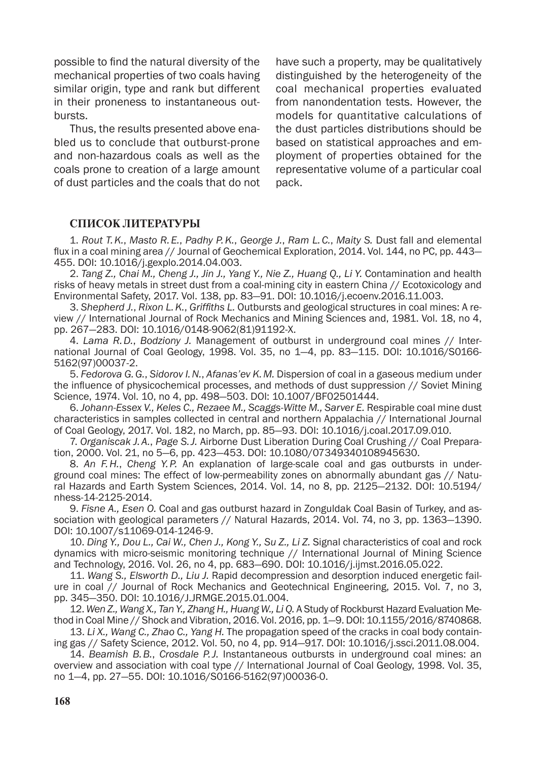possible to find the natural diversity of the mechanical properties of two coals having similar origin, type and rank but different in their proneness to instantaneous outbursts.

Thus, the results presented above enabled us to conclude that outburst-prone and non-hazardous coals as well as the coals prone to creation of a large amount of dust particles and the coals that do not have such a property, may be qualitatively distinguished by the heterogeneity of the coal mechanical properties evaluated from nanondentation tests. However, the models for quantitative calculations of the dust particles distributions should be based on statistical approaches and employment of properties obtained for the representative volume of a particular coal pack.

## СПИСОК ЛИТЕРАТУРЫ

1. *Rout T. K., Masto R. E., Padhy P. K., George J., Ram L. C., Maity S.* Dust fall and elemental flux in a coal mining area // Journal of Geochemical Exploration, 2014. Vol. 144, no PC, pp. 443—455. DOI: 10.1016/j.gexplo.2014.04.003.

2. *Tang Z., Chai M., Cheng J., Jin J., Yang Y., Nie Z., Huang Q., Li Y.* Contamination and health risks of heavy metals in street dust from a coal-mining city in eastern China // Ecotoxicology and Environmental Safety, 2017. Vol. 138, pp. 83—91. DOI: 10.1016/j.ecoenv.2016.11.003.

3. *Shepherd J., Rixon L. K., Griffiths L.* Outbursts and geological structures in coal mines: A review // International Journal of Rock Mechanics and Mining Sciences and, 1981. Vol. 18, no 4, pp. 267—283. DOI: 10.1016/0148-9062(81)91192-X.

4. *Lama R. D., Bodziony J.* Management of outburst in underground coal mines // International Journal of Coal Geology, 1998. Vol. 35, no 1—4, pp. 83—115. DOI: 10.1016/S0166-5162(97)00037-2.

5. *Fedorova G. G., Sidorov I. N., Afanas'ev K. M.* Dispersion of coal in a gaseous medium under the influence of physicochemical processes, and methods of dust suppression // Soviet Mining Science, 1974. Vol. 10, no 4, pp. 498—503. DOI: 10.1007/BF02501444.

6. *Johann-Essex V., Keles C., Rezaee M., Scaggs-Witte M., Sarver E.* Respirable coal mine dust characteristics in samples collected in central and northern Appalachia // International Journal of Coal Geology, 2017. Vol. 182, no March, pp. 85—93. DOI: 10.1016/j.coal.2017.09.010.

7. *Organiscak J. A., Page S. J.* Airborne Dust Liberation During Coal Crushing // Coal Preparation, 2000. Vol. 21, no 5—6, pp. 423—453. DOI: 10.1080/07349340108945630.

8. *An F. H., Cheng Y. P.* An explanation of large-scale coal and gas outbursts in underground coal mines: The effect of low-permeability zones on abnormally abundant gas // Natural Hazards and Earth System Sciences, 2014. Vol. 14, no 8, pp. 2125—2132. DOI: 10.5194/nhess-14-2125-2014.

9. *Fisne A., Esen O.* Coal and gas outburst hazard in Zonguldak Coal Basin of Turkey, and association with geological parameters // Natural Hazards, 2014. Vol. 74, no 3, pp. 1363—1390. DOI: 10.1007/s11069-014-1246-9.

10. *Ding Y., Dou L., Cai W., Chen J., Kong Y., Su Z., Li Z.* Signal characteristics of coal and rock dynamics with micro-seismic monitoring technique // International Journal of Mining Science and Technology, 2016. Vol. 26, no 4, pp. 683—690. DOI: 10.1016/j.ijmst.2016.05.022.

11. *Wang S., Elsworth D., Liu J.* Rapid decompression and desorption induced energetic failure in coal // Journal of Rock Mechanics and Geotechnical Engineering, 2015. Vol. 7, no 3, pp. 345—350. DOI: 10.1016/J.JRMGE.2015.01.004.

12. *Wen Z., Wang X., Tan Y., Zhang H., Huang W., Li Q.* A Study of Rockburst Hazard Evaluation Method in Coal Mine // Shock and Vibration, 2016. Vol. 2016, pp. 1—9. DOI: 10.1155/2016/8740868.

13. *Li X., Wang C., Zhao C., Yang H.* The propagation speed of the cracks in coal body containing gas // Safety Science, 2012. Vol. 50, no 4, pp. 914—917. DOI: 10.1016/j.ssci.2011.08.004.

14. *Beamish B. B., Crosdale P. J.* Instantaneous outbursts in underground coal mines: an overview and association with coal type // International Journal of Coal Geology, 1998. Vol. 35, no 1—4, pp. 27—55. DOI: 10.1016/S0166-5162(97)00036-0.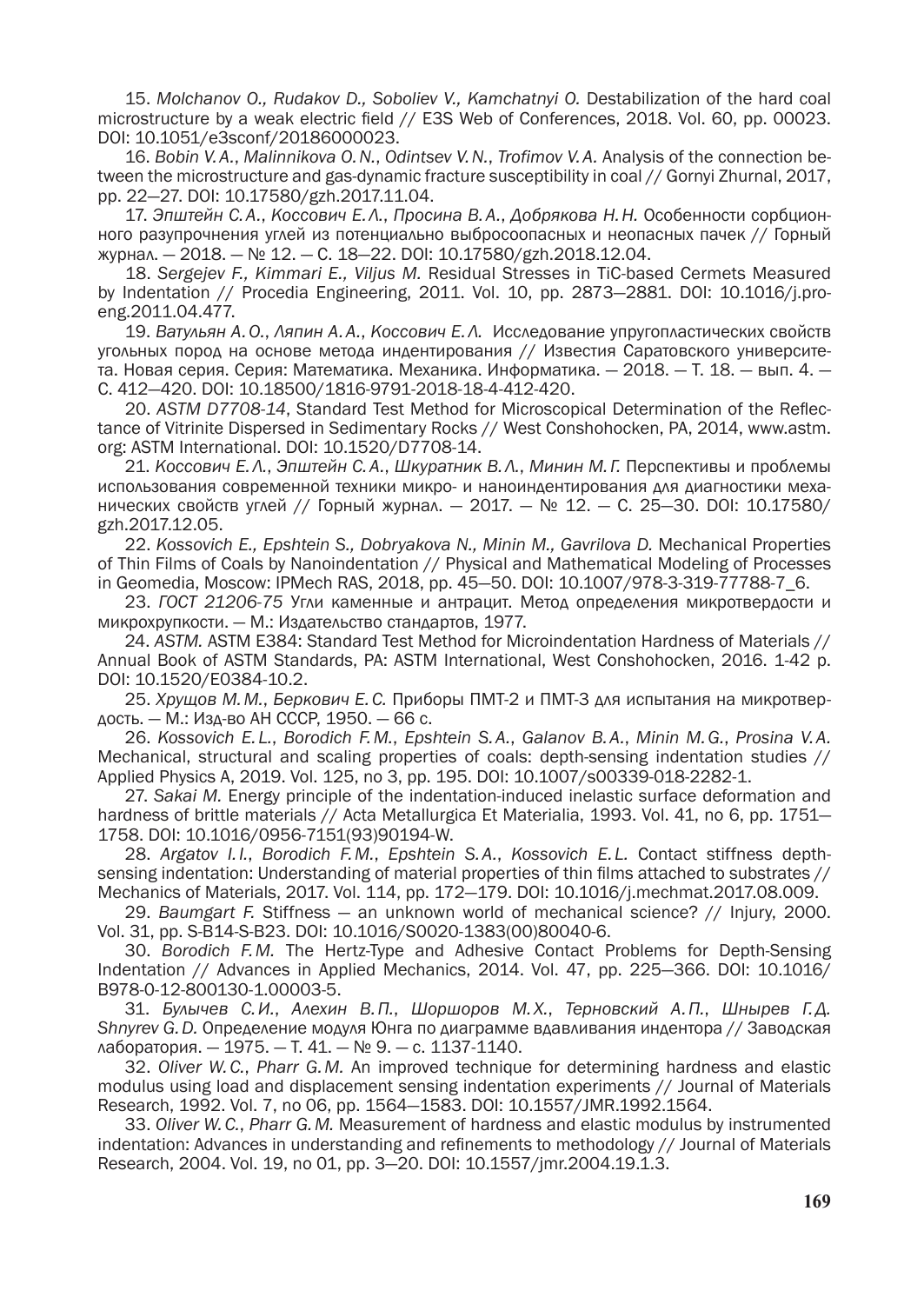15. *Molchanov O., Rudakov D., Soboliev V., Kamchatnyi O.* Destabilization of the hard coal microstructure by a weak electric field // E3S Web of Conferences, 2018. Vol. 60, pp. 00023. DOI: 10.1051/e3sconf/20186000023.

16. *Bobin V.A., Malinnikova O.N., Odintsev V.N., Trofimov V.A.* Analysis of the connection between the microstructure and gas-dynamic fracture susceptibility in coal // Gornyi Zhurnal, 2017, pp. 22—27. DOI: 10.17580/gzh.2017.11.04.

17. *Эпштейн С.А., Коссович Е.Л., Просина В.А., Добрякова Н.Н.* Особенности сорбционного разупрочнения углей из потенциально выбросоопасных и неопасных пачек // Горный журнал. — 2018. — № 12. — С. 18—22. DOI: 10.17580/gzh.2018.12.04.

18. *Sergejev F., Kimmari E., Viljus M.* Residual Stresses in TiC-based Cermets Measured by Indentation // Procedia Engineering, 2011. Vol. 10, pp. 2873—2881. DOI: 10.1016/j.proeng.2011.04.477.

19. *Ватульян А.О., Ляпин А.А., Коссович Е.Л.* Исследование упругопластических свойств угольных пород на основе метода индентирования // Известия Саратовского университета. Новая серия. Серия: Математика. Механика. Информатика. — 2018. — Т. 18. — вып. 4. — С. 412—420. DOI: 10.18500/1816-9791-2018-18-4-412-420.

20. *ASTM D7708-14*, Standard Test Method for Microscopical Determination of the Reflectance of Vitrinite Dispersed in Sedimentary Rocks // West Conshohocken, PA, 2014, www.astm.org: ASTM International. DOI: 10.1520/D7708-14.

21. *Коссович Е.Л., Эпштейн С.А., Шкуратник В.Л., Минин М.Г.* Перспективы и проблемы использования современной техники микро- и наноиндентирования для диагностики механических свойств углей // Горный журнал. — 2017. — № 12. — С. 25—30. DOI: 10.17580/gzh.2017.12.05.

22. *Kossovich E., Epshtein S., Dobryakova N., Minin M., Gavrilova D.* Mechanical Properties of Thin Films of Coals by Nanoindentation // Physical and Mathematical Modeling of Processes in Geomedia, Moscow: IPMech RAS, 2018, pp. 45—50. DOI: 10.1007/978-3-319-77788-7_6.

23. *ГОСТ 21206-75* Угли каменные и антрацит. Метод определения микротвердости и микрохрупкости. — М.: Издательство стандартов, 1977.

24. *ASTM.* ASTM E384: Standard Test Method for Microindentation Hardness of Materials // Annual Book of ASTM Standards, PA: ASTM International, West Conshohocken, 2016. 1-42 p. DOI: 10.1520/E0384-10.2.

25. *Хрущов М.М., Беркович Е.С.* Приборы ПМТ-2 и ПМТ-3 для испытания на микротвердость. — М.: Изд-во АН СССР, 1950. — 66 с.

26. *Kossovich E.L., Borodich F.M., Epshtein S.A., Galanov B.A., Minin M.G., Prosina V.A.* Mechanical, structural and scaling properties of coals: depth-sensing indentation studies // Applied Physics A, 2019. Vol. 125, no 3, pp. 195. DOI: 10.1007/s00339-018-2282-1.

27. *Sakai M.* Energy principle of the indentation-induced inelastic surface deformation and hardness of brittle materials // Acta Metallurgica Et Materialia, 1993. Vol. 41, no 6, pp. 1751—1758. DOI: 10.1016/0956-7151(93)90194-W.

28. *Argatov I.I., Borodich F.M., Epshtein S.A., Kossovich E.L.* Contact stiffness depth-sensing indentation: Understanding of material properties of thin films attached to substrates // Mechanics of Materials, 2017. Vol. 114, pp. 172—179. DOI: 10.1016/j.mechmat.2017.08.009.

29. *Baumgart F.* Stiffness — an unknown world of mechanical science? // Injury, 2000. Vol. 31, pp. S-B14-S-B23. DOI: 10.1016/S0020-1383(00)80040-6.

30. *Borodich F.M.* The Hertz-Type and Adhesive Contact Problems for Depth-Sensing Indentation // Advances in Applied Mechanics, 2014. Vol. 47, pp. 225—366. DOI: 10.1016/B978-0-12-800130-1.00003-5.

31. *Булычев С.И., Алехин В.П., Шоршоров М.Х., Терновский А.П., Шнырев Г.Д. Shnyrev G.D.* Определение модуля Юнга по диаграмме вдавливания индентора // Заводская лаборатория. — 1975. — Т. 41. — № 9. — с. 1137-1140.

32. *Oliver W.C., Pharr G.M.* An improved technique for determining hardness and elastic modulus using load and displacement sensing indentation experiments // Journal of Materials Research, 1992. Vol. 7, no 06, pp. 1564—1583. DOI: 10.1557/JMR.1992.1564.

33. *Oliver W.C., Pharr G.M.* Measurement of hardness and elastic modulus by instrumented indentation: Advances in understanding and refinements to methodology // Journal of Materials Research, 2004. Vol. 19, no 01, pp. 3—20. DOI: 10.1557/jmr.2004.19.1.3.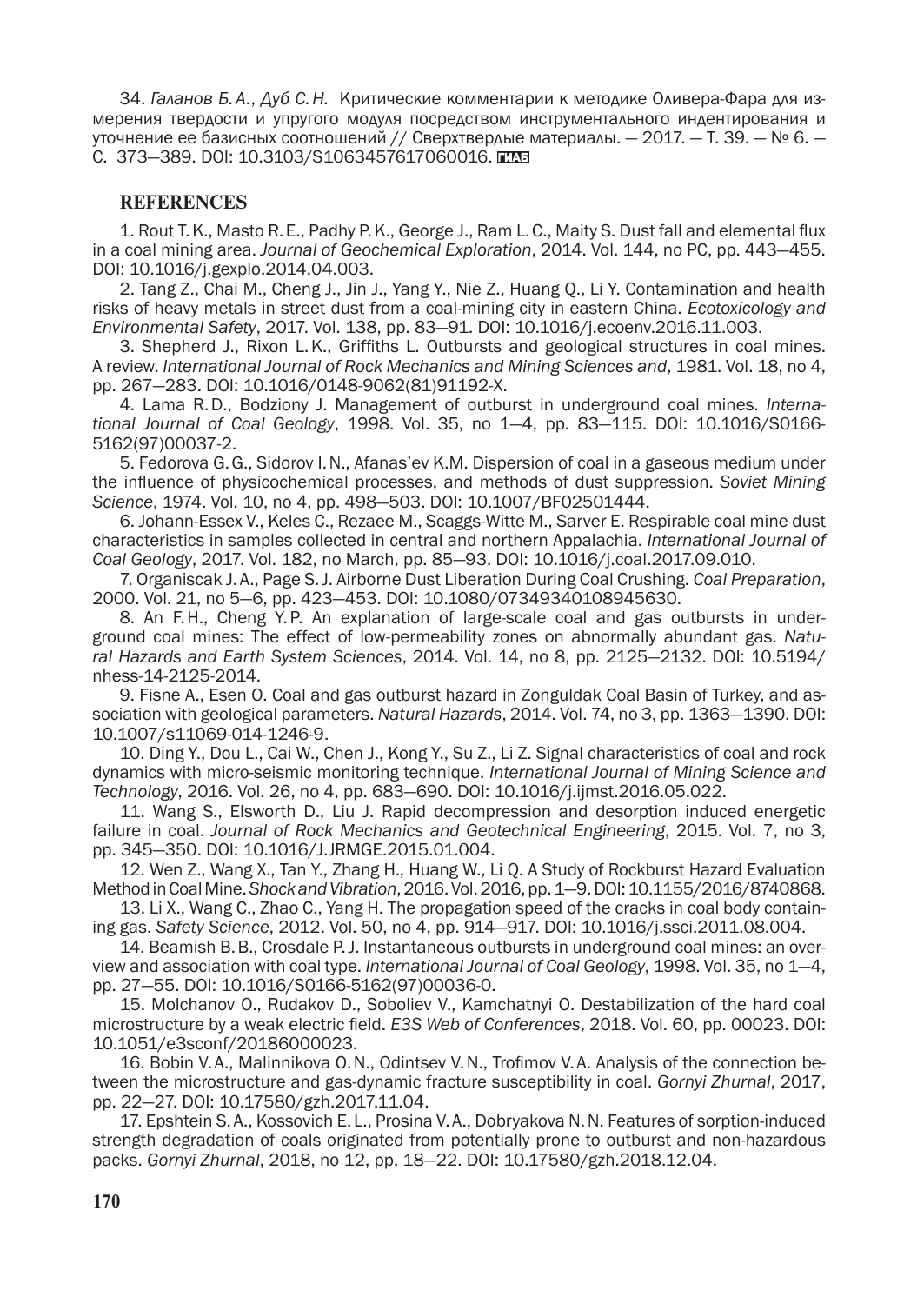34. *Галанов Б. А., Дуб С. Н.* Критические комментарии к методике Оливера-Фара для измерения твердости и упругого модуля посредством инструментального индентирования и уточнение ее базисных соотношений // Сверхтвердые материалы. — 2017. — Т. 39. — № 6. — С. 373—389. DOI: 10.3103/S1063457617060016. **ГИАБ**

## REFERENCES

1. Rout T. K., Masto R. E., Padhy P. K., George J., Ram L. C., Maity S. Dust fall and elemental flux in a coal mining area. *Journal of Geochemical Exploration*, 2014. Vol. 144, no PC, pp. 443—455. DOI: 10.1016/j.gexplo.2014.04.003.

2. Tang Z., Chai M., Cheng J., Jin J., Yang Y., Nie Z., Huang Q., Li Y. Contamination and health risks of heavy metals in street dust from a coal-mining city in eastern China. *Ecotoxicology and Environmental Safety*, 2017. Vol. 138, pp. 83—91. DOI: 10.1016/j.ecoenv.2016.11.003.

3. Shepherd J., Rixon L. K., Griffiths L. Outbursts and geological structures in coal mines. A review. *International Journal of Rock Mechanics and Mining Sciences and*, 1981. Vol. 18, no 4, pp. 267—283. DOI: 10.1016/0148-9062(81)91192-X.

4. Lama R. D., Bodziony J. Management of outburst in underground coal mines. *International Journal of Coal Geology*, 1998. Vol. 35, no 1—4, pp. 83—115. DOI: 10.1016/S0166-5162(97)00037-2.

5. Fedorova G. G., Sidorov I. N., Afanas'ev K.M. Dispersion of coal in a gaseous medium under the influence of physicochemical processes, and methods of dust suppression. *Soviet Mining Science*, 1974. Vol. 10, no 4, pp. 498—503. DOI: 10.1007/BF02501444.

6. Johann-Essex V., Keles C., Rezaee M., Scaggs-Witte M., Sarver E. Respirable coal mine dust characteristics in samples collected in central and northern Appalachia. *International Journal of Coal Geology*, 2017. Vol. 182, no March, pp. 85—93. DOI: 10.1016/j.coal.2017.09.010.

7. Organiscak J. A., Page S. J. Airborne Dust Liberation During Coal Crushing. *Coal Preparation*, 2000. Vol. 21, no 5—6, pp. 423—453. DOI: 10.1080/07349340108945630.

8. An F. H., Cheng Y. P. An explanation of large-scale coal and gas outbursts in underground coal mines: The effect of low-permeability zones on abnormally abundant gas. *Natural Hazards and Earth System Sciences*, 2014. Vol. 14, no 8, pp. 2125—2132. DOI: 10.5194/nhess-14-2125-2014.

9. Fisne A., Esen O. Coal and gas outburst hazard in Zonguldak Coal Basin of Turkey, and association with geological parameters. *Natural Hazards*, 2014. Vol. 74, no 3, pp. 1363—1390. DOI: 10.1007/s11069-014-1246-9.

10. Ding Y., Dou L., Cai W., Chen J., Kong Y., Su Z., Li Z. Signal characteristics of coal and rock dynamics with micro-seismic monitoring technique. *International Journal of Mining Science and Technology*, 2016. Vol. 26, no 4, pp. 683—690. DOI: 10.1016/j.ijmst.2016.05.022.

11. Wang S., Elsworth D., Liu J. Rapid decompression and desorption induced energetic failure in coal. *Journal of Rock Mechanics and Geotechnical Engineering*, 2015. Vol. 7, no 3, pp. 345—350. DOI: 10.1016/J.JRMGE.2015.01.004.

12. Wen Z., Wang X., Tan Y., Zhang H., Huang W., Li Q. A Study of Rockburst Hazard Evaluation Method in Coal Mine. *Shock and Vibration*, 2016. Vol. 2016, pp. 1—9. DOI: 10.1155/2016/8740868.

13. Li X., Wang C., Zhao C., Yang H. The propagation speed of the cracks in coal body containing gas. *Safety Science*, 2012. Vol. 50, no 4, pp. 914—917. DOI: 10.1016/j.ssci.2011.08.004.

14. Beamish B. B., Crosdale P. J. Instantaneous outbursts in underground coal mines: an overview and association with coal type. *International Journal of Coal Geology*, 1998. Vol. 35, no 1—4, pp. 27—55. DOI: 10.1016/S0166-5162(97)00036-0.

15. Molchanov O., Rudakov D., Soboliev V., Kamchatnyi O. Destabilization of the hard coal microstructure by a weak electric field. *E3S Web of Conferences*, 2018. Vol. 60, pp. 00023. DOI: 10.1051/e3sconf/20186000023.

16. Bobin V. A., Malinnikova O. N., Odintsev V. N., Trofimov V. A. Analysis of the connection between the microstructure and gas-dynamic fracture susceptibility in coal. *Gornyi Zhurnal*, 2017, pp. 22—27. DOI: 10.17580/gzh.2017.11.04.

17. Epshtein S. A., Kossovich E. L., Prosina V. A., Dobryakova N. N. Features of sorption-induced strength degradation of coals originated from potentially prone to outburst and non-hazardous packs. *Gornyi Zhurnal*, 2018, no 12, pp. 18—22. DOI: 10.17580/gzh.2018.12.04.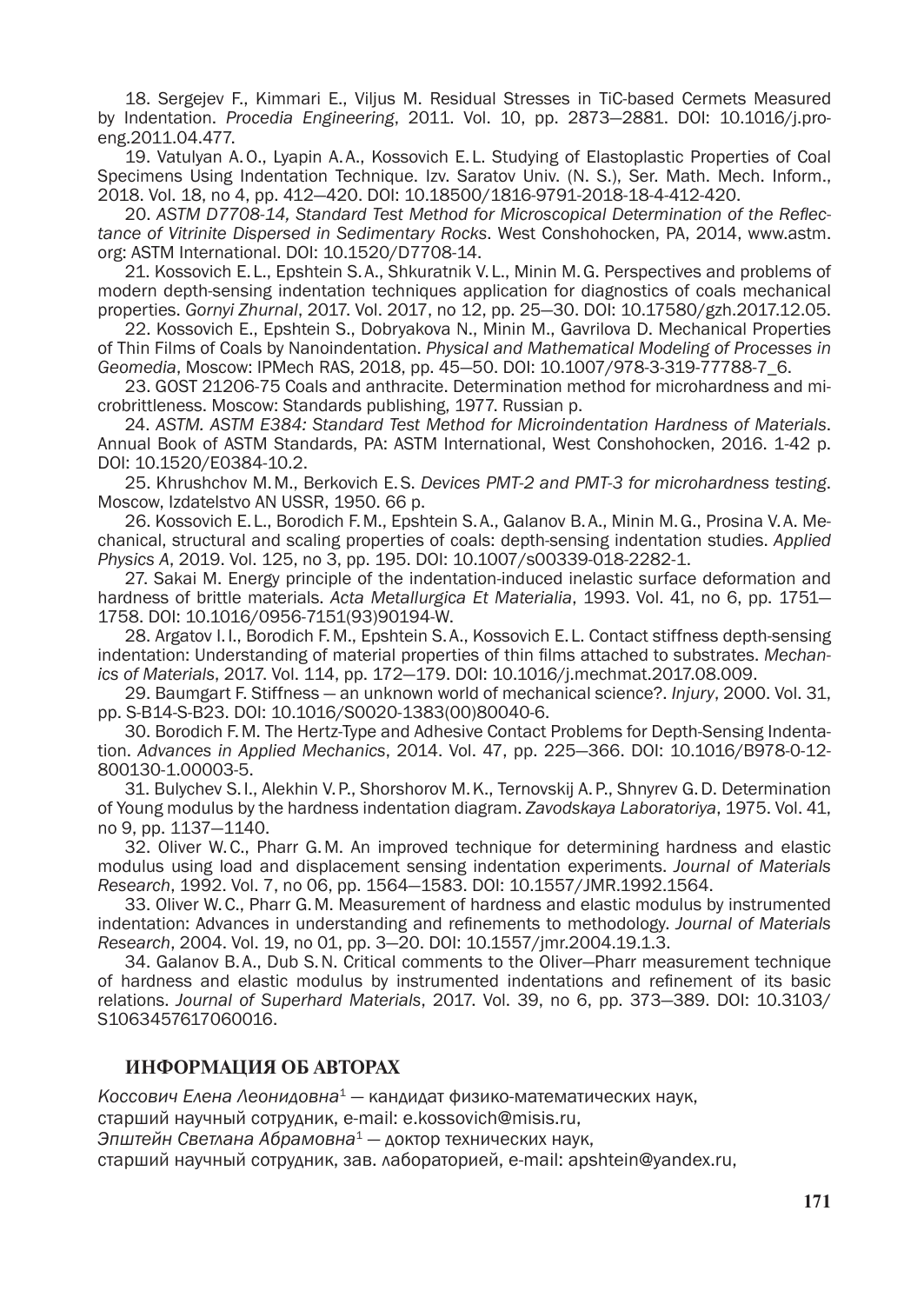18. Sergejev F., Kimmari E., Viljus M. Residual Stresses in TiC-based Cermets Measured by Indentation. *Procedia Engineering*, 2011. Vol. 10, pp. 2873—2881. DOI: 10.1016/j.proeng.2011.04.477.

19. Vatulyan A. O., Lyapin A. A., Kossovich E. L. Studying of Elastoplastic Properties of Coal Specimens Using Indentation Technique. Izv. Saratov Univ. (N. S.), Ser. Math. Mech. Inform., 2018. Vol. 18, no 4, pp. 412—420. DOI: 10.18500/1816-9791-2018-18-4-412-420.

20. *ASTM D7708-14, Standard Test Method for Microscopical Determination of the Reflectance of Vitrinite Dispersed in Sedimentary Rocks*. West Conshohocken, PA, 2014, www.astm.org: ASTM International. DOI: 10.1520/D7708-14.

21. Kossovich E. L., Epshtein S. A., Shkuratnik V. L., Minin M. G. Perspectives and problems of modern depth-sensing indentation techniques application for diagnostics of coals mechanical properties. *Gornyi Zhurnal*, 2017. Vol. 2017, no 12, pp. 25—30. DOI: 10.17580/gzh.2017.12.05.

22. Kossovich E., Epshtein S., Dobryakova N., Minin M., Gavrilova D. Mechanical Properties of Thin Films of Coals by Nanoindentation. *Physical and Mathematical Modeling of Processes in Geomedia*, Moscow: IPMech RAS, 2018, pp. 45—50. DOI: 10.1007/978-3-319-77788-7_6.

23. GOST 21206-75 Coals and anthracite. Determination method for microhardness and microbrittleness. Moscow: Standards publishing, 1977. Russian p.

24. *ASTM. ASTM E384: Standard Test Method for Microindentation Hardness of Materials*. Annual Book of ASTM Standards, PA: ASTM International, West Conshohocken, 2016. 1-42 p. DOI: 10.1520/E0384-10.2.

25. Khrushchov M. M., Berkovich E. S. *Devices PMT-2 and PMT-3 for microhardness testing*. Moscow, Izdatelstvo AN USSR, 1950. 66 p.

26. Kossovich E. L., Borodich F. M., Epshtein S. A., Galanov B. A., Minin M. G., Prosina V. A. Mechanical, structural and scaling properties of coals: depth-sensing indentation studies. *Applied Physics A*, 2019. Vol. 125, no 3, pp. 195. DOI: 10.1007/s00339-018-2282-1.

27. Sakai M. Energy principle of the indentation-induced inelastic surface deformation and hardness of brittle materials. *Acta Metallurgica Et Materialia*, 1993. Vol. 41, no 6, pp. 1751—1758. DOI: 10.1016/0956-7151(93)90194-W.

28. Argatov I. I., Borodich F. M., Epshtein S. A., Kossovich E. L. Contact stiffness depth-sensing indentation: Understanding of material properties of thin films attached to substrates. *Mechanics of Materials*, 2017. Vol. 114, pp. 172—179. DOI: 10.1016/j.mechmat.2017.08.009.

29. Baumgart F. Stiffness — an unknown world of mechanical science?. *Injury*, 2000. Vol. 31, pp. S-B14-S-B23. DOI: 10.1016/S0020-1383(00)80040-6.

30. Borodich F. M. The Hertz-Type and Adhesive Contact Problems for Depth-Sensing Indentation. *Advances in Applied Mechanics*, 2014. Vol. 47, pp. 225—366. DOI: 10.1016/B978-0-12-800130-1.00003-5.

31. Bulychev S. I., Alekhin V. P., Shorshorov M. K., Ternovskij A. P., Shnyrev G. D. Determination of Young modulus by the hardness indentation diagram. *Zavodskaya Laboratoriya*, 1975. Vol. 41, no 9, pp. 1137—1140.

32. Oliver W. C., Pharr G. M. An improved technique for determining hardness and elastic modulus using load and displacement sensing indentation experiments. *Journal of Materials Research*, 1992. Vol. 7, no 06, pp. 1564—1583. DOI: 10.1557/JMR.1992.1564.

33. Oliver W. C., Pharr G. M. Measurement of hardness and elastic modulus by instrumented indentation: Advances in understanding and refinements to methodology. *Journal of Materials Research*, 2004. Vol. 19, no 01, pp. 3—20. DOI: 10.1557/jmr.2004.19.1.3.

34. Galanov B. A., Dub S. N. Critical comments to the Oliver—Pharr measurement technique of hardness and elastic modulus by instrumented indentations and refinement of its basic relations. *Journal of Superhard Materials*, 2017. Vol. 39, no 6, pp. 373—389. DOI: 10.3103/S1063457617060016.

## ИНФОРМАЦИЯ ОБ АВТОРАХ

*Коссович Елена Леонидовна*[1] — кандидат физико-математических наук,
старший научный сотрудник, e-mail: e.kossovich@misis.ru,
*Эпштейн Светлана Абрамовна*[1] — доктор технических наук,
старший научный сотрудник, зав. лабораторией, e-mail: apshtein@yandex.ru,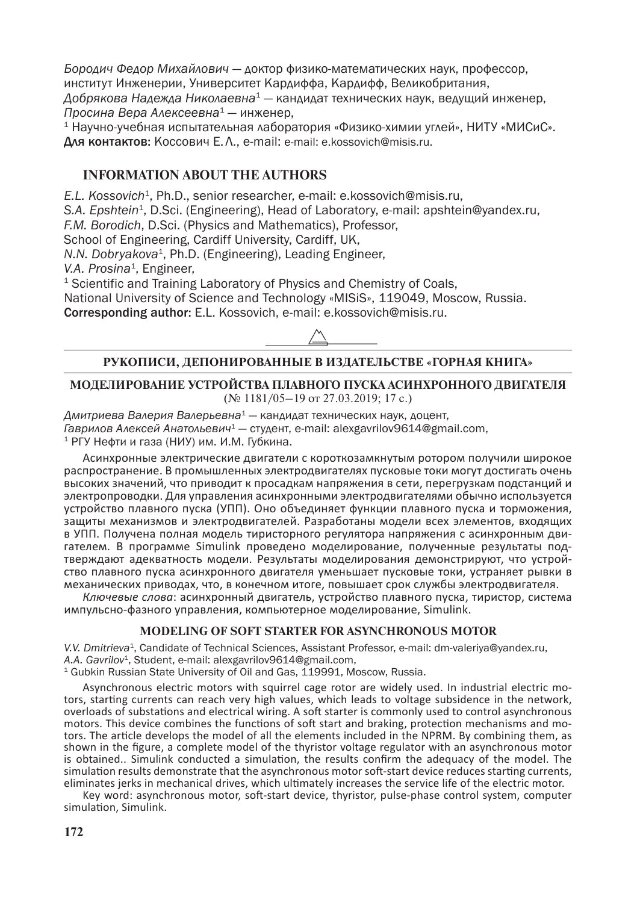*Бородич Федор Михайлович* — доктор физико-математических наук, профессор, институт Инженерии, Университет Кардиффа, Кардифф, Великобритания,
*Добрякова Надежда Николаевна*[1] — кандидат технических наук, ведущий инженер,
*Просина Вера Алексеевна*[1] — инженер,
[1] Научно-учебная испытательная лаборатория «Физико-химии углей», НИТУ «МИСиС».
**Для контактов:** Коссович Е.Л., e-mail: e-mail: e.kossovich@misis.ru.

## INFORMATION ABOUT THE AUTHORS

*E.L. Kossovich*[1], Ph.D., senior researcher, e-mail: e.kossovich@misis.ru,
*S.A. Epshtein*[1], D.Sci. (Engineering), Head of Laboratory, e-mail: apshtein@yandex.ru,
*F.M. Borodich*, D.Sci. (Physics and Mathematics), Professor,
School of Engineering, Cardiff University, Cardiff, UK,
*N.N. Dobryakova*[1], Ph.D. (Engineering), Leading Engineer,
*V.A. Prosina*[1], Engineer,
[1] Scientific and Training Laboratory of Physics and Chemistry of Coals,
National University of Science and Technology «MISiS», 119049, Moscow, Russia.
**Corresponding author:** E.L. Kossovich, e-mail: e.kossovich@misis.ru.

---

## РУКОПИСИ, ДЕПОНИРОВАННЫЕ В ИЗДАТЕЛЬСТВЕ «ГОРНАЯ КНИГА»

### МОДЕЛИРОВАНИЕ УСТРОЙСТВА ПЛАВНОГО ПУСКА АСИНХРОННОГО ДВИГАТЕЛЯ

(№ 1181/05–19 от 27.03.2019; 17 с.)

*Дмитриева Валерия Валерьевна*[1] — кандидат технических наук, доцент,
*Гаврилов Алексей Анатольевич*[1] — студент, e-mail: alexgavrilov9614@gmail.com,
[1] РГУ Нефти и газа (НИУ) им. И.М. Губкина.

Асинхронные электрические двигатели с короткозамкнутым ротором получили широкое распространение. В промышленных электродвигателях пусковые токи могут достигать очень высоких значений, что приводит к просадкам напряжения в сети, перегрузкам подстанций и электропроводки. Для управления асинхронными электродвигателями обычно используется устройство плавного пуска (УПП). Оно объединяет функции плавного пуска и торможения, защиты механизмов и электродвигателей. Разработаны модели всех элементов, входящих в УПП. Получена полная модель тиристорного регулятора напряжения с асинхронным двигателем. В программе Simulink проведено моделирование, полученные результаты подтверждают адекватность модели. Результаты моделирования демонстрируют, что устройство плавного пуска асинхронного двигателя уменьшает пусковые токи, устраняет рывки в механических приводах, что, в конечном итоге, повышает срок службы электродвигателя.

*Ключевые слова*: асинхронный двигатель, устройство плавного пуска, тиристор, система импульсно-фазного управления, компьютерное моделирование, Simulink.

### MODELING OF SOFT STARTER FOR ASYNCHRONOUS MOTOR

*V.V. Dmitrieva*[1], Candidate of Technical Sciences, Assistant Professor, e-mail: dm-valeriya@yandex.ru,
*A.A. Gavrilov*[1], Student, e-mail: alexgavrilov9614@gmail.com,
[1] Gubkin Russian State University of Oil and Gas, 119991, Moscow, Russia.

Asynchronous electric motors with squirrel cage rotor are widely used. In industrial electric motors, starting currents can reach very high values, which leads to voltage subsidence in the network, overloads of substations and electrical wiring. A soft starter is commonly used to control asynchronous motors. This device combines the functions of soft start and braking, protection mechanisms and motors. The article develops the model of all the elements included in the NPRM. By combining them, as shown in the figure, a complete model of the thyristor voltage regulator with an asynchronous motor is obtained.. Simulink conducted a simulation, the results confirm the adequacy of the model. The simulation results demonstrate that the asynchronous motor soft-start device reduces starting currents, eliminates jerks in mechanical drives, which ultimately increases the service life of the electric motor.

Key word: asynchronous motor, soft-start device, thyristor, pulse-phase control system, computer simulation, Simulink.